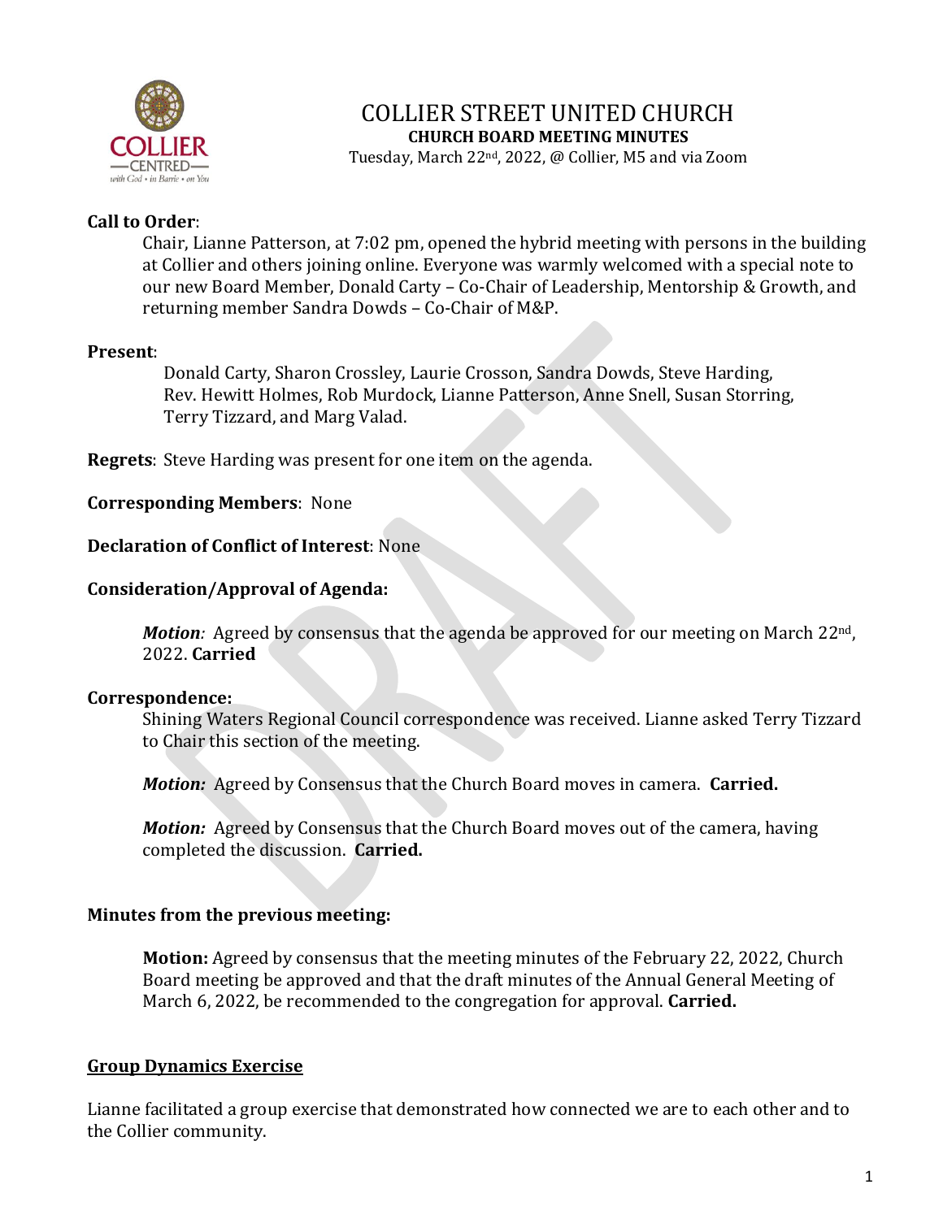# COLLIER STREET UNITED CHURCH

**CHURCH BOARD MEETING MINUTES**

Tuesday, March 22nd, 2022, @ Collier, M5 and via Zoom

**Call to Order**:

Chair, Lianne Patterson, at 7:02 pm, opened the hybrid meeting with persons in the building at Collier and others joining online. Everyone was warmly welcomed with a special note to our new Board Member, Donald Carty – Co-Chair of Leadership, Mentorship & Growth, and returning member Sandra Dowds – Co-Chair of M&P.

**Present**:

Donald Carty, Sharon Crossley, Laurie Crosson, Sandra Dowds, Steve Harding, Rev. Hewitt Holmes, Rob Murdock, Lianne Patterson, Anne Snell, Susan Storring, Terry Tizzard, and Marg Valad.

**Regrets**: Steve Harding was present for one item on the agenda.

**Corresponding Members**: None

**Declaration of Conflict of Interest**: None

**Consideration/Approval of Agenda:**

***Motion:*** Agreed by consensus that the agenda be approved for our meeting on March 22nd, 2022. **Carried**

**Correspondence:**

Shining Waters Regional Council correspondence was received. Lianne asked Terry Tizzard to Chair this section of the meeting.

***Motion:*** Agreed by Consensus that the Church Board moves in camera. **Carried.**

***Motion:*** Agreed by Consensus that the Church Board moves out of the camera, having completed the discussion. **Carried.**

**Minutes from the previous meeting:**

**Motion:** Agreed by consensus that the meeting minutes of the February 22, 2022, Church Board meeting be approved and that the draft minutes of the Annual General Meeting of March 6, 2022, be recommended to the congregation for approval. **Carried.**

**Group Dynamics Exercise**

Lianne facilitated a group exercise that demonstrated how connected we are to each other and to the Collier community.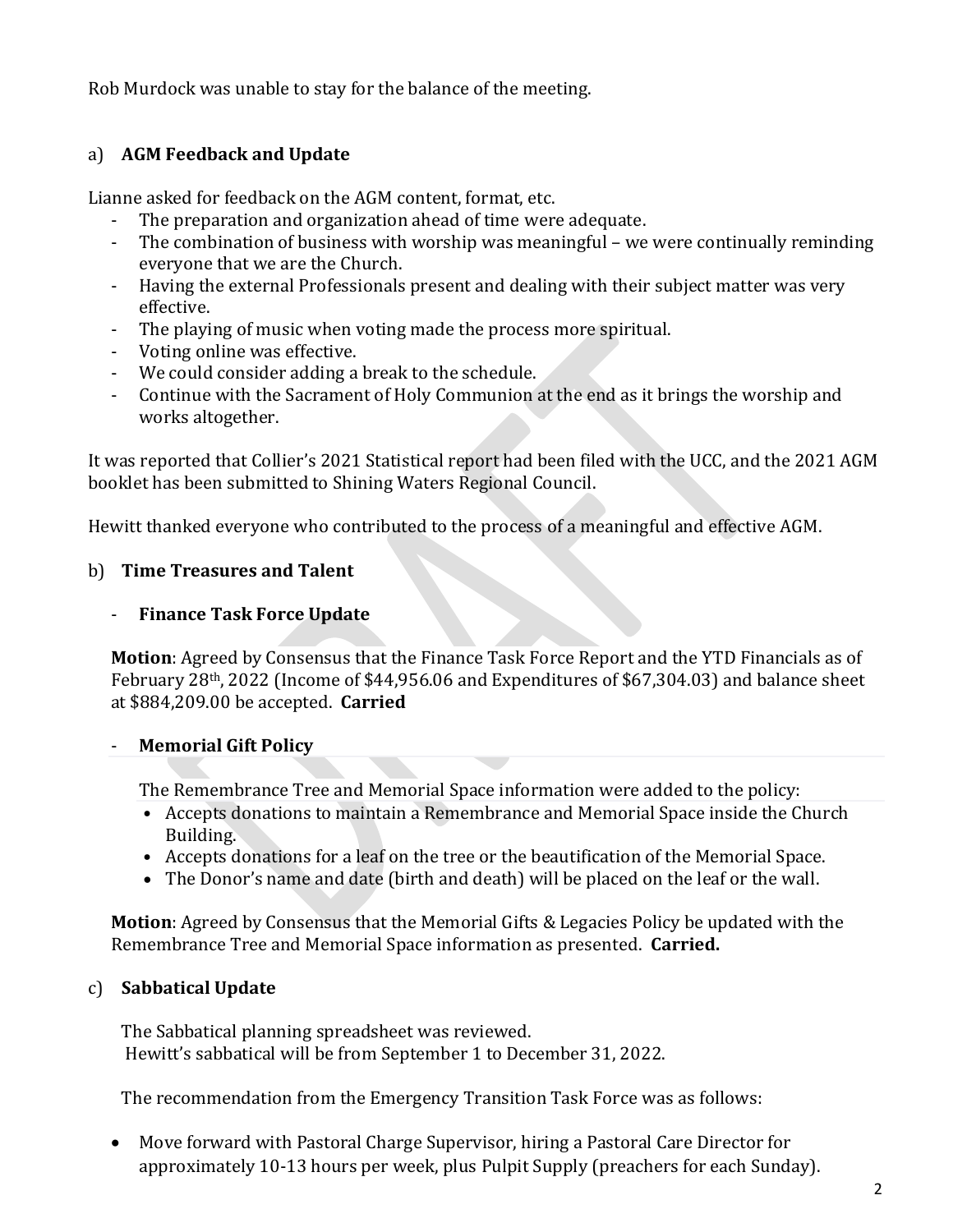Rob Murdock was unable to stay for the balance of the meeting.

a) **AGM Feedback and Update**

Lianne asked for feedback on the AGM content, format, etc.

- The preparation and organization ahead of time were adequate.
- The combination of business with worship was meaningful – we were continually reminding everyone that we are the Church.
- Having the external Professionals present and dealing with their subject matter was very effective.
- The playing of music when voting made the process more spiritual.
- Voting online was effective.
- We could consider adding a break to the schedule.
- Continue with the Sacrament of Holy Communion at the end as it brings the worship and works altogether.

It was reported that Collier's 2021 Statistical report had been filed with the UCC, and the 2021 AGM booklet has been submitted to Shining Waters Regional Council.

Hewitt thanked everyone who contributed to the process of a meaningful and effective AGM.

b) **Time Treasures and Talent**

- **Finance Task Force Update**

**Motion**: Agreed by Consensus that the Finance Task Force Report and the YTD Financials as of February 28th, 2022 (Income of $44,956.06 and Expenditures of $67,304.03) and balance sheet at $884,209.00 be accepted. **Carried**

- **Memorial Gift Policy**

The Remembrance Tree and Memorial Space information were added to the policy:

- Accepts donations to maintain a Remembrance and Memorial Space inside the Church Building.
- Accepts donations for a leaf on the tree or the beautification of the Memorial Space.
- The Donor's name and date (birth and death) will be placed on the leaf or the wall.

**Motion**: Agreed by Consensus that the Memorial Gifts & Legacies Policy be updated with the Remembrance Tree and Memorial Space information as presented. **Carried.**

c) **Sabbatical Update**

The Sabbatical planning spreadsheet was reviewed.
Hewitt's sabbatical will be from September 1 to December 31, 2022.

The recommendation from the Emergency Transition Task Force was as follows:

- Move forward with Pastoral Charge Supervisor, hiring a Pastoral Care Director for approximately 10-13 hours per week, plus Pulpit Supply (preachers for each Sunday).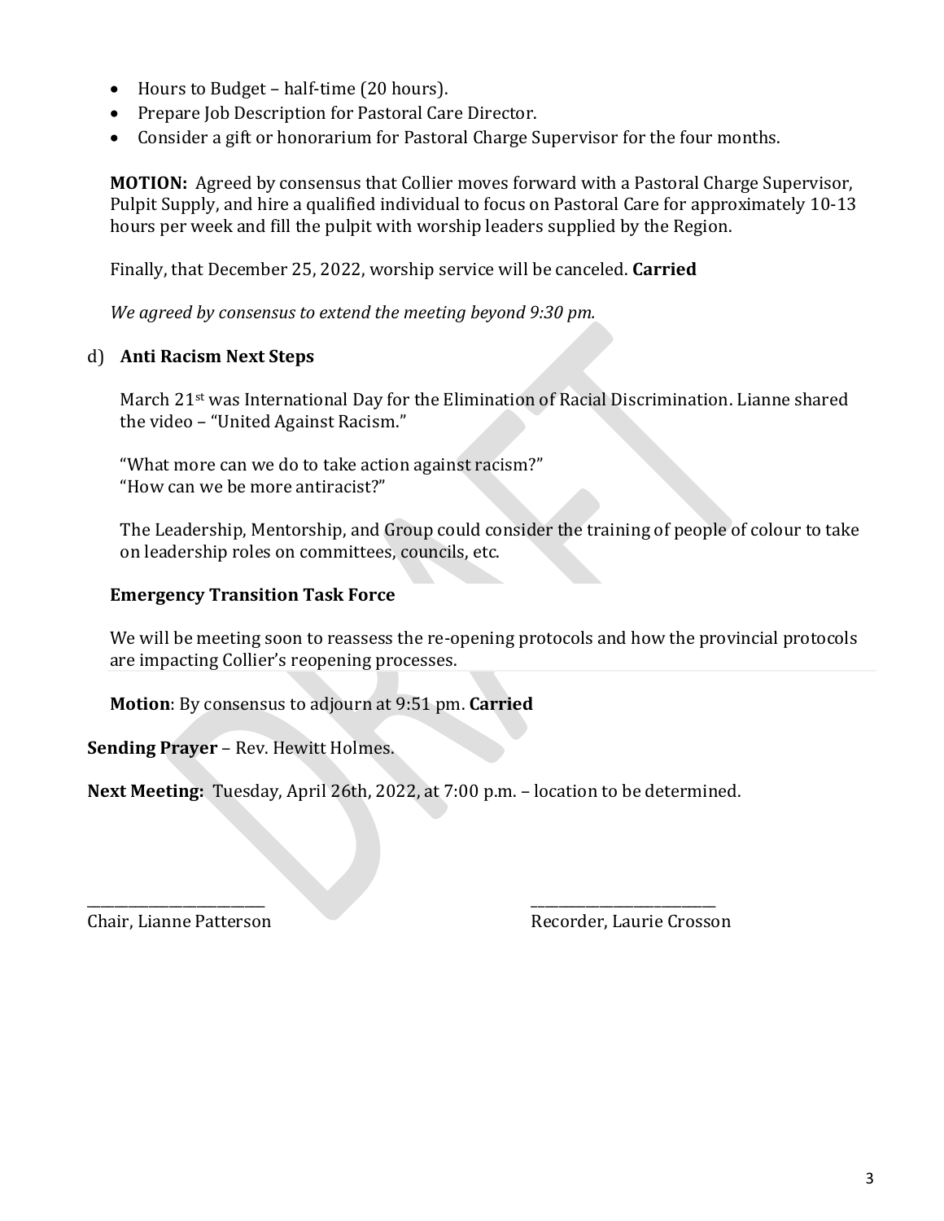- Hours to Budget – half-time (20 hours).
- Prepare Job Description for Pastoral Care Director.
- Consider a gift or honorarium for Pastoral Charge Supervisor for the four months.

**MOTION:** Agreed by consensus that Collier moves forward with a Pastoral Charge Supervisor, Pulpit Supply, and hire a qualified individual to focus on Pastoral Care for approximately 10-13 hours per week and fill the pulpit with worship leaders supplied by the Region.

Finally, that December 25, 2022, worship service will be canceled. **Carried**

*We agreed by consensus to extend the meeting beyond 9:30 pm.*

d) **Anti Racism Next Steps**

March 21st was International Day for the Elimination of Racial Discrimination. Lianne shared the video – "United Against Racism."

"What more can we do to take action against racism?"
"How can we be more antiracist?"

The Leadership, Mentorship, and Group could consider the training of people of colour to take on leadership roles on committees, councils, etc.

**Emergency Transition Task Force**

We will be meeting soon to reassess the re-opening protocols and how the provincial protocols are impacting Collier's reopening processes.

**Motion**: By consensus to adjourn at 9:51 pm. **Carried**

**Sending Prayer** – Rev. Hewitt Holmes.

**Next Meeting:** Tuesday, April 26th, 2022, at 7:00 p.m. – location to be determined.

\_\_\_\_\_\_\_\_\_\_\_\_\_\_\_\_\_\_\_\_\_\_\_\_
Chair, Lianne Patterson

\_\_\_\_\_\_\_\_\_\_\_\_\_\_\_\_\_\_\_\_\_\_\_\_
Recorder, Laurie Crosson